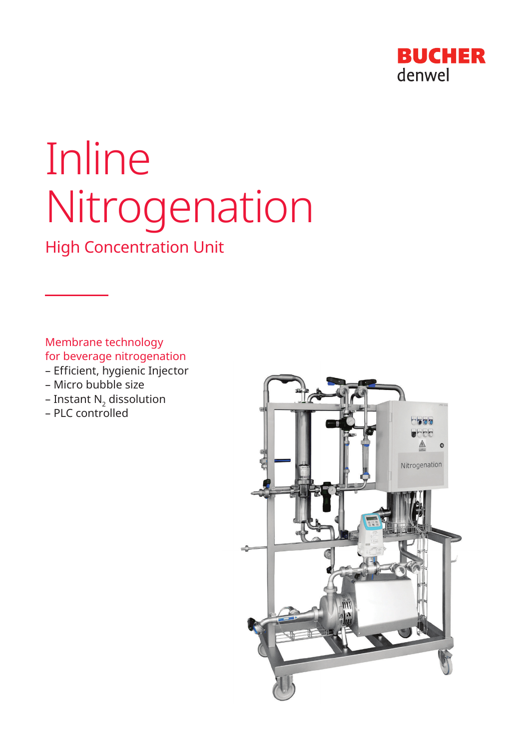BUCHER
denwel

# Inline Nitrogenation

## High Concentration Unit

Membrane technology
for beverage nitrogenation

- Efficient, hygienic Injector
- Micro bubble size
- Instant $N_2$ dissolution
- PLC controlled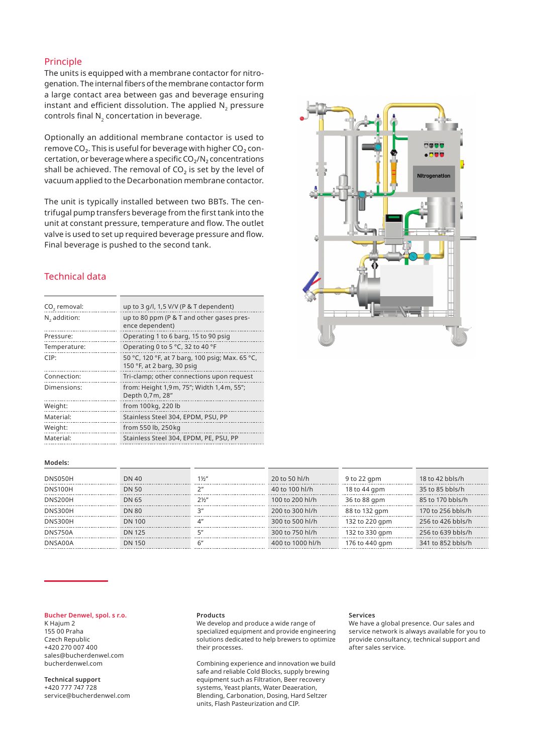## Principle

The units is equipped with a membrane contactor for nitrogenation. The internal fibers of the membrane contactor form a large contact area between gas and beverage ensuring instant and efficient dissolution. The applied $N_2$ pressure controls final $N_2$ concertation in beverage.

Optionally an additional membrane contactor is used to remove $CO_2$. This is useful for beverage with higher $CO_2$ concertation, or beverage where a specific $CO_2$/$N_2$ concentrations shall be achieved. The removal of $CO_2$ is set by the level of vacuum applied to the Decarbonation membrane contactor.

The unit is typically installed between two BBTs. The centrifugal pump transfers beverage from the first tank into the unit at constant pressure, temperature and flow. The outlet valve is used to set up required beverage pressure and flow. Final beverage is pushed to the second tank.

## Technical data

| | |
|---|---|
| $CO_2$ removal: | up to 3 g/l, 1,5 V/V (P & T dependent) |
| $N_2$ addition: | up to 80 ppm (P & T and other gases presence dependent) |
| Pressure: | Operating 1 to 6 barg, 15 to 90 psig |
| Temperature: | Operating 0 to 5 °C, 32 to 40 °F |
| CIP: | 50 °C, 120 °F, at 7 barg, 100 psig; Max. 65 °C, 150 °F, at 2 barg, 30 psig |
| Connection: | Tri-clamp; other connections upon request |
| Dimensions: | from: Height 1,9 m, 75"; Width 1,4 m, 55"; Depth 0,7 m, 28" |
| Weight: | from 100 kg, 220 lb |
| Material: | Stainless Steel 304, EPDM, PSU, PP |
| Weight: | from 550 lb, 250 kg |
| Material: | Stainless Steel 304, EPDM, PE, PSU, PP |

Nitrogenation

**Models:**

| | | | | | |
|---|---|---|---|---|---|
| DNS050H | DN 40 | 1½" | 20 to 50 hl/h | 9 to 22 gpm | 18 to 42 bbls/h |
| DNS100H | DN 50 | 2" | 40 to 100 hl/h | 18 to 44 gpm | 35 to 85 bbls/h |
| DNS200H | DN 65 | 2½" | 100 to 200 hl/h | 36 to 88 gpm | 85 to 170 bbls/h |
| DNS300H | DN 80 | 3" | 200 to 300 hl/h | 88 to 132 gpm | 170 to 256 bbls/h |
| DNS300H | DN 100 | 4" | 300 to 500 hl/h | 132 to 220 gpm | 256 to 426 bbls/h |
| DNS750A | DN 125 | 5" | 300 to 750 hl/h | 132 to 330 gpm | 256 to 639 bbls/h |
| DNSA00A | DN 150 | 6" | 400 to 1000 hl/h | 176 to 440 gpm | 341 to 852 bbls/h |

**Bucher Denwel, spol. s r.o.**
K Hajum 2
155 00 Praha
Czech Republic
+420 270 007 400
sales@bucherdenwel.com
bucherdenwel.com

**Technical support**
+420 777 747 728
service@bucherdenwel.com

**Products**
We develop and produce a wide range of specialized equipment and provide engineering solutions dedicated to help brewers to optimize their processes.

Combining experience and innovation we build safe and reliable Cold Blocks, supply brewing equipment such as Filtration, Beer recovery systems, Yeast plants, Water Deaeration, Blending, Carbonation, Dosing, Hard Seltzer units, Flash Pasteurization and CIP.

**Services**
We have a global presence. Our sales and service network is always available for you to provide consultancy, technical support and after sales service.